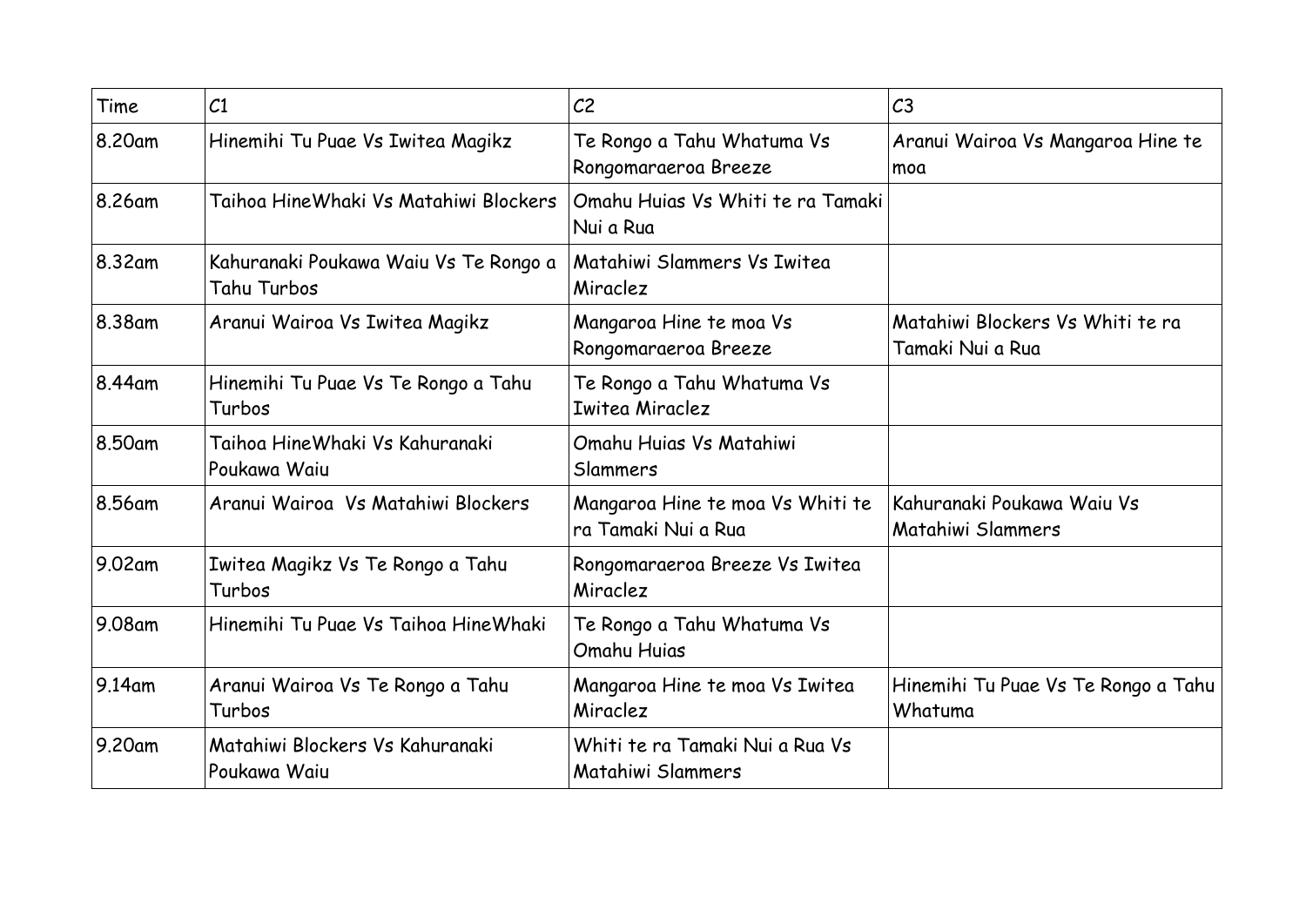| Time | C1 | C2 | C3 |
|---|---|---|---|
| 8.20am | Hinemihi Tu Puae Vs Iwitea Magikz | Te Rongo a Tahu Whatuma Vs Rongomaraeroa Breeze | Aranui Wairoa Vs Mangaroa Hine te moa |
| 8.26am | Taihoa HineWhaki Vs Matahiwi Blockers | Omahu Huias Vs Whiti te ra Tamaki Nui a Rua | |
| 8.32am | Kahuranaki Poukawa Waiu Vs Te Rongo a Tahu Turbos | Matahiwi Slammers Vs Iwitea Miraclez | |
| 8.38am | Aranui Wairoa Vs Iwitea Magikz | Mangaroa Hine te moa Vs Rongomaraeroa Breeze | Matahiwi Blockers Vs Whiti te ra Tamaki Nui a Rua |
| 8.44am | Hinemihi Tu Puae Vs Te Rongo a Tahu Turbos | Te Rongo a Tahu Whatuma Vs Iwitea Miraclez | |
| 8.50am | Taihoa HineWhaki Vs Kahuranaki Poukawa Waiu | Omahu Huias Vs Matahiwi Slammers | |
| 8.56am | Aranui Wairoa Vs Matahiwi Blockers | Mangaroa Hine te moa Vs Whiti te ra Tamaki Nui a Rua | Kahuranaki Poukawa Waiu Vs Matahiwi Slammers |
| 9.02am | Iwitea Magikz Vs Te Rongo a Tahu Turbos | Rongomaraeroa Breeze Vs Iwitea Miraclez | |
| 9.08am | Hinemihi Tu Puae Vs Taihoa HineWhaki | Te Rongo a Tahu Whatuma Vs Omahu Huias | |
| 9.14am | Aranui Wairoa Vs Te Rongo a Tahu Turbos | Mangaroa Hine te moa Vs Iwitea Miraclez | Hinemihi Tu Puae Vs Te Rongo a Tahu Whatuma |
| 9.20am | Matahiwi Blockers Vs Kahuranaki Poukawa Waiu | Whiti te ra Tamaki Nui a Rua Vs Matahiwi Slammers | |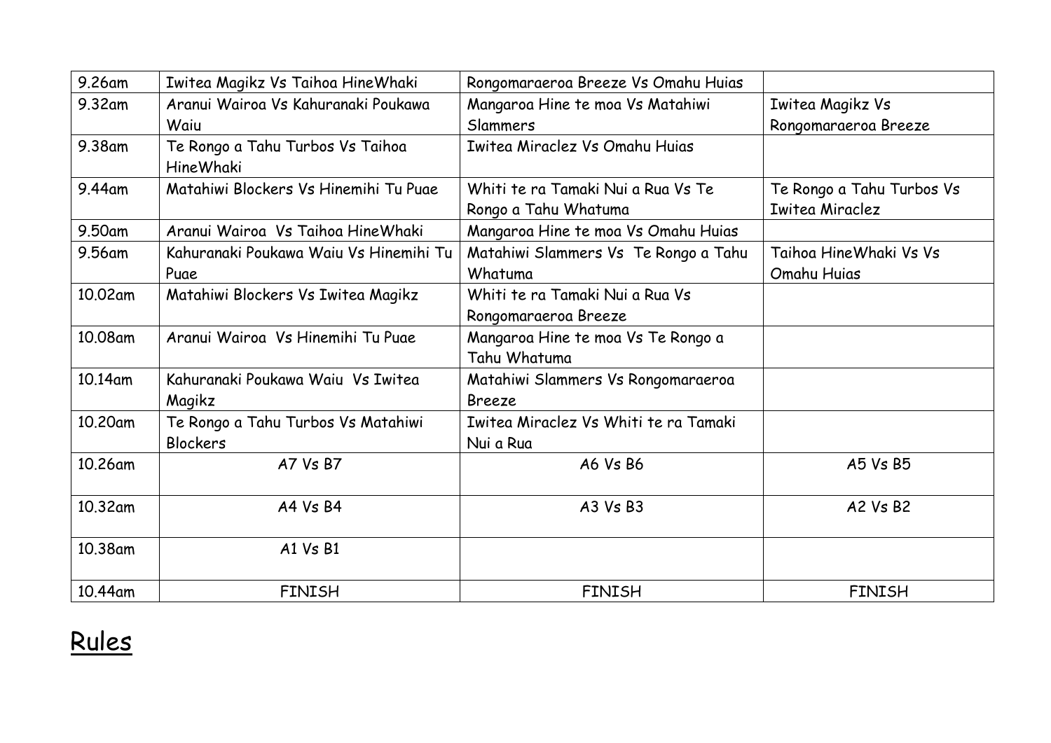| 9.26am | Iwitea Magikz Vs Taihoa HineWhaki | Rongomaraeroa Breeze Vs Omahu Huias | |
|---|---|---|---|
| 9.32am | Aranui Wairoa Vs Kahuranaki Poukawa Waiu | Mangaroa Hine te moa Vs Matahiwi Slammers | Iwitea Magikz Vs Rongomaraeroa Breeze |
| 9.38am | Te Rongo a Tahu Turbos Vs Taihoa HineWhaki | Iwitea Miraclez Vs Omahu Huias | |
| 9.44am | Matahiwi Blockers Vs Hinemihi Tu Puae | Whiti te ra Tamaki Nui a Rua Vs Te Rongo a Tahu Whatuma | Te Rongo a Tahu Turbos Vs Iwitea Miraclez |
| 9.50am | Aranui Wairoa Vs Taihoa HineWhaki | Mangaroa Hine te moa Vs Omahu Huias | |
| 9.56am | Kahuranaki Poukawa Waiu Vs Hinemihi Tu Puae | Matahiwi Slammers Vs Te Rongo a Tahu Whatuma | Taihoa HineWhaki Vs Vs Omahu Huias |
| 10.02am | Matahiwi Blockers Vs Iwitea Magikz | Whiti te ra Tamaki Nui a Rua Vs Rongomaraeroa Breeze | |
| 10.08am | Aranui Wairoa Vs Hinemihi Tu Puae | Mangaroa Hine te moa Vs Te Rongo a Tahu Whatuma | |
| 10.14am | Kahuranaki Poukawa Waiu Vs Iwitea Magikz | Matahiwi Slammers Vs Rongomaraeroa Breeze | |
| 10.20am | Te Rongo a Tahu Turbos Vs Matahiwi Blockers | Iwitea Miraclez Vs Whiti te ra Tamaki Nui a Rua | |
| 10.26am | A7 Vs B7 | A6 Vs B6 | A5 Vs B5 |
| 10.32am | A4 Vs B4 | A3 Vs B3 | A2 Vs B2 |
| 10.38am | A1 Vs B1 | | |
| 10.44am | FINISH | FINISH | FINISH |

## Rules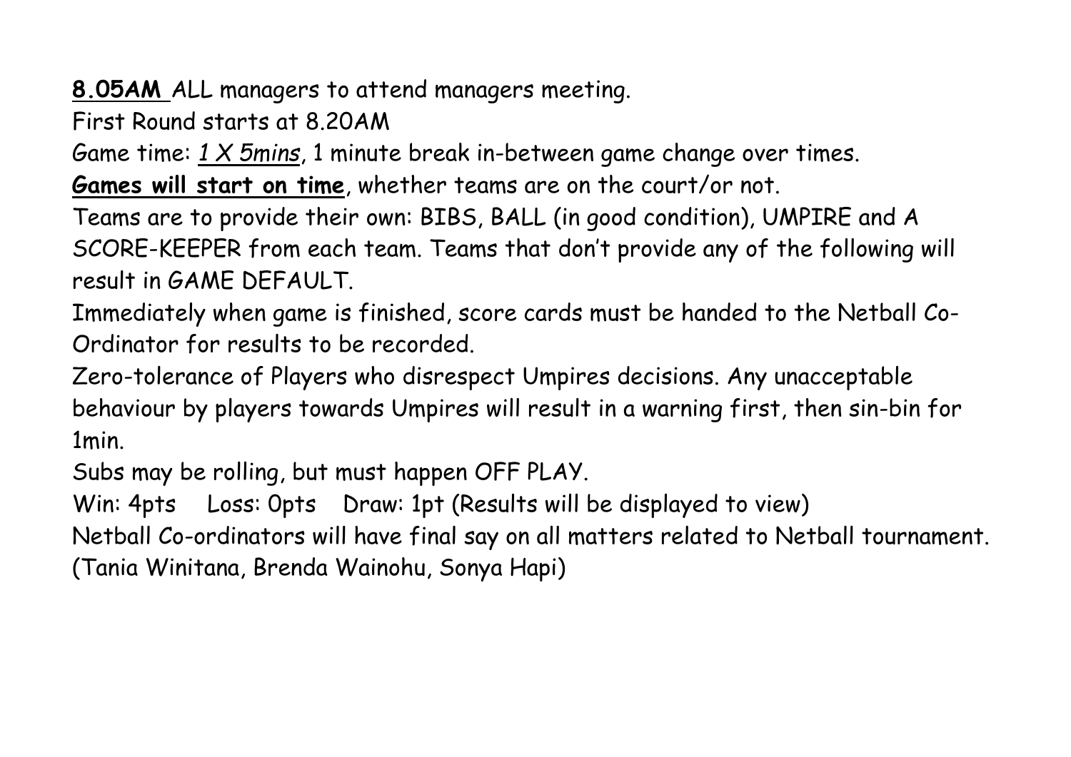**8.05AM** ALL managers to attend managers meeting.

First Round starts at 8.20AM

Game time: *1 X 5mins*, 1 minute break in-between game change over times.

**Games will start on time**, whether teams are on the court/or not.

Teams are to provide their own: BIBS, BALL (in good condition), UMPIRE and A SCORE-KEEPER from each team. Teams that don't provide any of the following will result in GAME DEFAULT.

Immediately when game is finished, score cards must be handed to the Netball Co-Ordinator for results to be recorded.

Zero-tolerance of Players who disrespect Umpires decisions. Any unacceptable behaviour by players towards Umpires will result in a warning first, then sin-bin for 1min.

Subs may be rolling, but must happen OFF PLAY.

Win: 4pts Loss: 0pts Draw: 1pt (Results will be displayed to view)

Netball Co-ordinators will have final say on all matters related to Netball tournament. (Tania Winitana, Brenda Wainohu, Sonya Hapi)